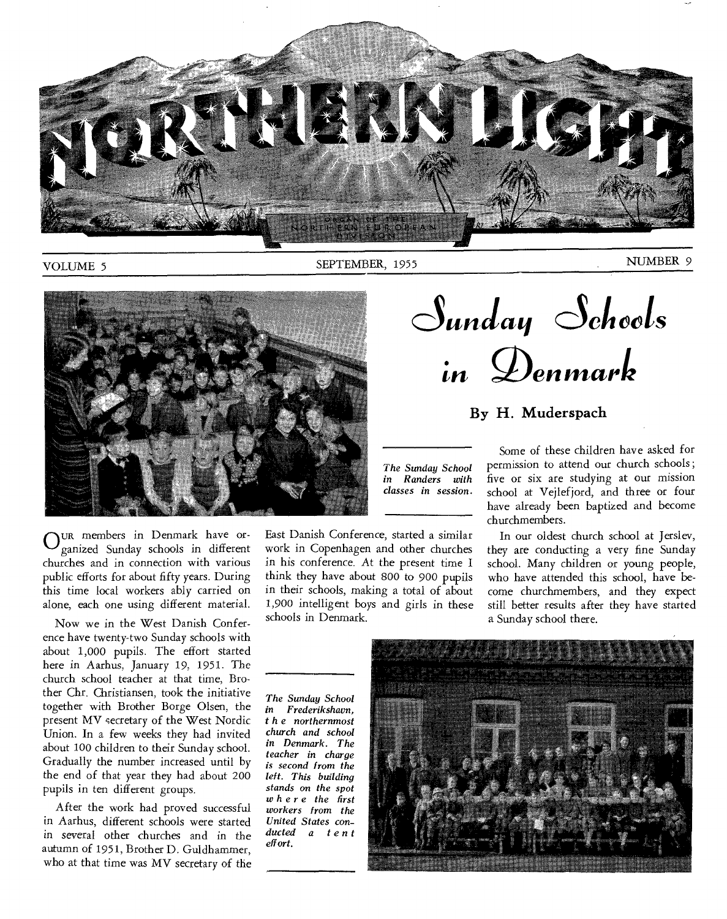# NORTHERN LIGHT

ORGAN OF THE NORTHERN EUROPEAN DIVISION

VOLUME 5 — SEPTEMBER, 1955 — NUMBER 9

# Sunday Schools in Denmark

## By H. Muderspach

*The Sunday School in Randers with classes in session.*

OUR members in Denmark have organized Sunday schools in different churches and in connection with various public efforts for about fifty years. During this time local workers ably carried on alone, each one using different material.

Now we in the West Danish Conference have twenty-two Sunday schools with about 1,000 pupils. The effort started here in Aarhus, January 19, 1951. The church school teacher at that time, Brother Chr. Christiansen, took the initiative together with Brother Borge Olsen, the present MV secretary of the West Nordic Union. In a few weeks they had invited about 100 children to their Sunday school. Gradually the number increased until by the end of that year they had about 200 pupils in ten different groups.

After the work had proved successful in Aarhus, different schools were started in several other churches and in the autumn of 1951, Brother D. Guldhammer, who at that time was MV secretary of the East Danish Conference, started a similar work in Copenhagen and other churches in his conference. At the present time I think they have about 800 to 900 pupils in their schools, making a total of about 1,900 intelligent boys and girls in these schools in Denmark.

Some of these children have asked for permission to attend our church schools; five or six are studying at our mission school at Vejlefjord, and three or four have already been baptized and become churchmembers.

In our oldest church school at Jerslev, they are conducting a very fine Sunday school. Many children or young people, who have attended this school, have become churchmembers, and they expect still better results after they have started a Sunday school there.

*The Sunday School in Frederikshavn, the northernmost church and school in Denmark. The teacher in charge is second from the left. This building stands on the spot where the first workers from the United States conducted a tent effort.*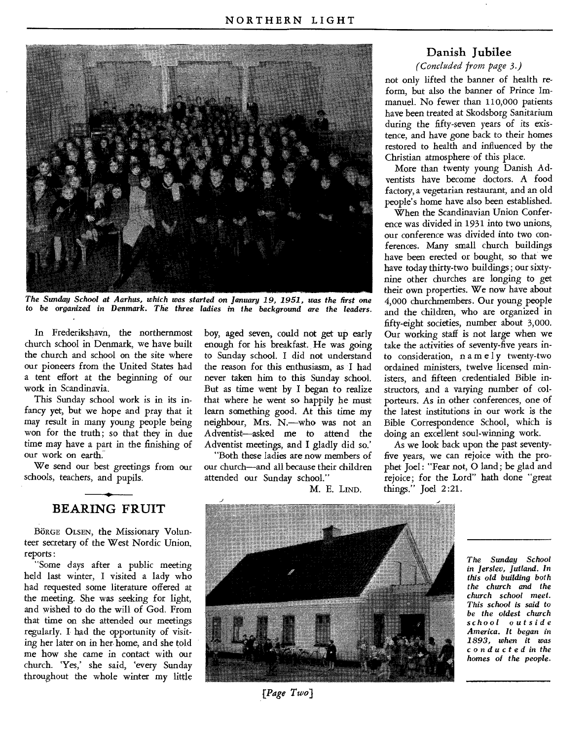*The Sunday School at Aarhus, which was started on January 19, 1951, was the first one to be organized in Denmark. The three ladies in the background are the leaders.*

In Frederikshavn, the northernmost church school in Denmark, we have built the church and school on the site where our pioneers from the United States had a tent effort at the beginning of our work in Scandinavia.

This Sunday school work is in its infancy yet, but we hope and pray that it may result in many young people being won for the truth; so that they in due time may have a part in the finishing of our work on earth.

We send our best greetings from our schools, teachers, and pupils.

## BEARING FRUIT

BÖRGE OLSEN, the Missionary Volunteer secretary of the West Nordic Union, reports:

"Some days after a public meeting held last winter, I visited a lady who had requested some literature offered at the meeting. She was seeking for light, and wished to do the will of God. From that time on she attended our meetings regularly. I had the opportunity of visiting her later on in her home, and she told me how she came in contact with our church. 'Yes,' she said, 'every Sunday throughout the whole winter my little boy, aged seven, could not get up early enough for his breakfast. He was going to Sunday school. I did not understand the reason for this enthusiasm, as I had never taken him to this Sunday school. But as time went by I began to realize that where he went so happily he must learn something good. At this time my neighbour, Mrs. N.—who was not an Adventist—asked me to attend the Adventist meetings, and I gladly did so.'

"Both these ladies are now members of our church—and all because their children attended our Sunday school."

M. E. LIND.

## Danish Jubilee

*(Concluded from page 3.)*

not only lifted the banner of health reform, but also the banner of Prince Immanuel. No fewer than 110,000 patients have been treated at Skodsborg Sanitarium during the fifty-seven years of its existence, and have gone back to their homes restored to health and influenced by the Christian atmosphere of this place.

More than twenty young Danish Adventists have become doctors. A food factory, a vegetarian restaurant, and an old people's home have also been established.

When the Scandinavian Union Conference was divided in 1931 into two unions, our conference was divided into two conferences. Many small church buildings have been erected or bought, so that we have today thirty-two buildings; our sixty-nine other churches are longing to get their own properties. We now have about 4,000 churchmembers. Our young people and the children, who are organized in fifty-eight societies, number about 3,000. Our working staff is not large when we take the activities of seventy-five years into consideration, namely twenty-two ordained ministers, twelve licensed ministers, and fifteen credentialed Bible instructors, and a varying number of colporteurs. As in other conferences, one of the latest institutions in our work is the Bible Correspondence School, which is doing an excellent soul-winning work.

As we look back upon the past seventy-five years, we can rejoice with the prophet Joel: "Fear not, O land; be glad and rejoice; for the Lord" hath done "great things." Joel 2:21.

*The Sunday School in Jerslev, Jutland. In this old building both the church and the church school meet. This school is said to be the oldest church school outside America. It began in 1893, when it was conducted in the homes of the people.*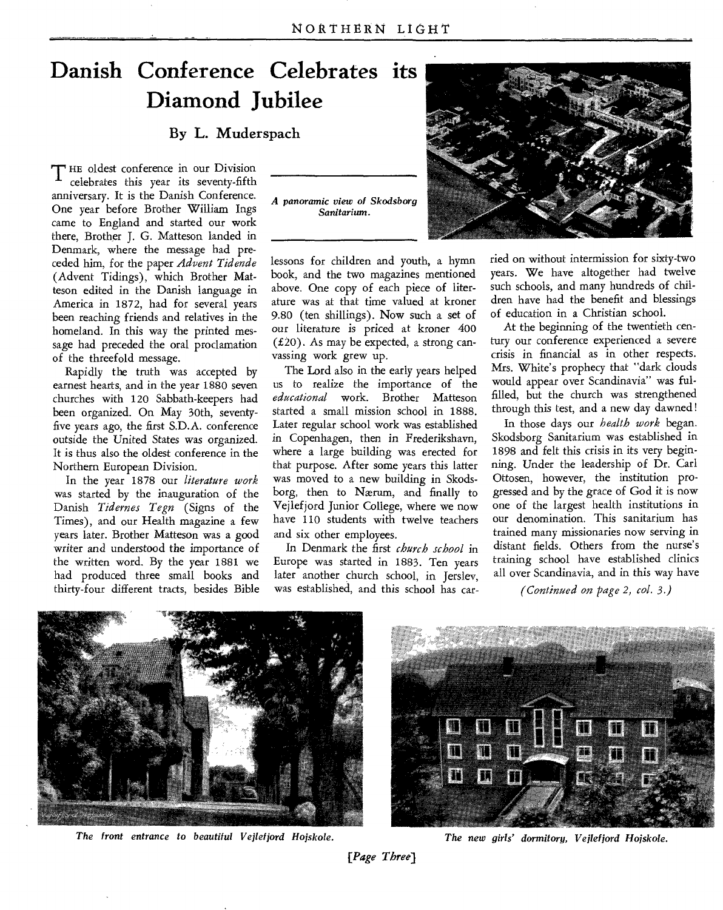// Danish Conference Celebrates its Diamond Jubilee

# Danish Conference Celebrates its Diamond Jubilee

## By L. Muderspach

THE oldest conference in our Division celebrates this year its seventy-fifth anniversary. It is the Danish Conference. One year before Brother William Ings came to England and started our work there, Brother J. G. Matteson landed in Denmark, where the message had preceded him, for the paper *Advent Tidende* (Advent Tidings), which Brother Matteson edited in the Danish language in America in 1872, had for several years been reaching friends and relatives in the homeland. In this way the printed message had preceded the oral proclamation of the threefold message.

Rapidly the truth was accepted by earnest hearts, and in the year 1880 seven churches with 120 Sabbath-keepers had been organized. On May 30th, seventy-five years ago, the first S.D.A. conference outside the United States was organized. It is thus also the oldest conference in the Northern European Division.

In the year 1878 our *literature work* was started by the inauguration of the Danish *Tidernes Tegn* (Signs of the Times), and our Health magazine a few years later. Brother Matteson was a good writer and understood the importance of the written word. By the year 1881 we had produced three small books and thirty-four different tracts, besides Bible lessons for children and youth, a hymn book, and the two magazines mentioned above. One copy of each piece of literature was at that time valued at kroner 9.80 (ten shillings). Now such a set of our literature is priced at kroner 400 (£20). As may be expected, a strong canvassing work grew up.

*A panoramic view of Skodsborg Sanitarium.*

The Lord also in the early years helped us to realize the importance of the *educational* work. Brother Matteson started a small mission school in 1888. Later regular school work was established in Copenhagen, then in Frederikshavn, where a large building was erected for that purpose. After some years this latter was moved to a new building in Skodsborg, then to Nærum, and finally to Vejlefjord Junior College, where we now have 110 students with twelve teachers and six other employees.

In Denmark the first *church school* in Europe was started in 1883. Ten years later another church school, in Jerslev, was established, and this school has carried on without intermission for sixty-two years. We have altogether had twelve such schools, and many hundreds of children have had the benefit and blessings of education in a Christian school.

At the beginning of the twentieth century our conference experienced a severe crisis in financial as in other respects. Mrs. White's prophecy that "dark clouds would appear over Scandinavia" was fulfilled, but the church was strengthened through this test, and a new day dawned!

In those days our *health work* began. Skodsborg Sanitarium was established in 1898 and felt this crisis in its very beginning. Under the leadership of Dr. Carl Ottosen, however, the institution progressed and by the grace of God it is now one of the largest health institutions in our denomination. This sanitarium has trained many missionaries now serving in distant fields. Others from the nurse's training school have established clinics all over Scandinavia, and in this way have

*(Continued on page 2, col. 3.)*

*The front entrance to beautiful Vejlefjord Hojskole.*

*The new girls' dormitory, Vejlefjord Hojskole.*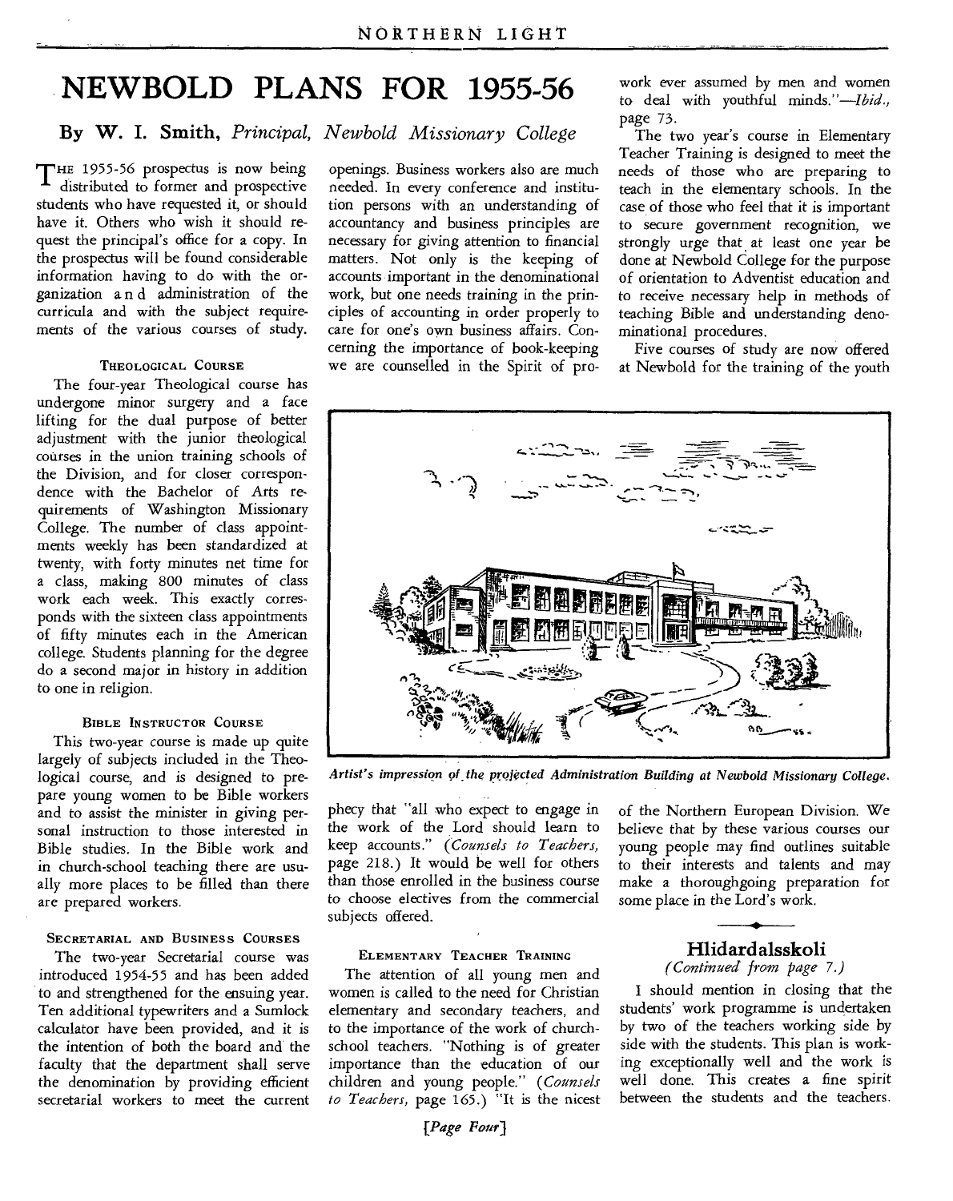# NEWBOLD PLANS FOR 1955-56

**By W. I. Smith,** *Principal, Newbold Missionary College*

The 1955-56 prospectus is now being distributed to former and prospective students who have requested it, or should have it. Others who wish it should request the principal's office for a copy. In the prospectus will be found considerable information having to do with the organization and administration of the curricula and with the subject requirements of the various courses of study.

### Theological Course

The four-year Theological course has undergone minor surgery and a face lifting for the dual purpose of better adjustment with the junior theological courses in the union training schools of the Division, and for closer correspondence with the Bachelor of Arts requirements of Washington Missionary College. The number of class appointments weekly has been standardized at twenty, with forty minutes net time for a class, making 800 minutes of class work each week. This exactly corresponds with the sixteen class appointments of fifty minutes each in the American college. Students planning for the degree do a second major in history in addition to one in religion.

### Bible Instructor Course

This two-year course is made up quite largely of subjects included in the Theological course, and is designed to prepare young women to be Bible workers and to assist the minister in giving personal instruction to those interested in Bible studies. In the Bible work and in church-school teaching there are usually more places to be filled than there are prepared workers.

### Secretarial and Business Courses

The two-year Secretarial course was introduced 1954-55 and has been added to and strengthened for the ensuing year. Ten additional typewriters and a Sumlock calculator have been provided, and it is the intention of both the board and the faculty that the department shall serve the denomination by providing efficient secretarial workers to meet the current openings. Business workers also are much needed. In every conference and institution persons with an understanding of accountancy and business principles are necessary for giving attention to financial matters. Not only is the keeping of accounts important in the denominational work, but one needs training in the principles of accounting in order properly to care for one's own business affairs. Concerning the importance of book-keeping we are counselled in the Spirit of prophecy that "all who expect to engage in the work of the Lord should learn to keep accounts." (*Counsels to Teachers,* page 218.) It would be well for others than those enrolled in the business course to choose electives from the commercial subjects offered.

### Elementary Teacher Training

The attention of all young men and women is called to the need for Christian elementary and secondary teachers, and to the importance of the work of church-school teachers. "Nothing is of greater importance than the education of our children and young people." (*Counsels to Teachers,* page 165.) "It is the nicest work ever assumed by men and women to deal with youthful minds."—*Ibid.,* page 73.

The two year's course in Elementary Teacher Training is designed to meet the needs of those who are preparing to teach in the elementary schools. In the case of those who feel that it is important to secure government recognition, we strongly urge that at least one year be done at Newbold College for the purpose of orientation to Adventist education and to receive necessary help in methods of teaching Bible and understanding denominational procedures.

Five courses of study are now offered at Newbold for the training of the youth of the Northern European Division. We believe that by these various courses our young people may find outlines suitable to their interests and talents and may make a thoroughgoing preparation for some place in the Lord's work.

*Artist's impression of the projected Administration Building at Newbold Missionary College.*

---

## Hlidardalsskoli

*(Continued from page 7.)*

I should mention in closing that the students' work programme is undertaken by two of the teachers working side by side with the students. This plan is working exceptionally well and the work is well done. This creates a fine spirit between the students and the teachers.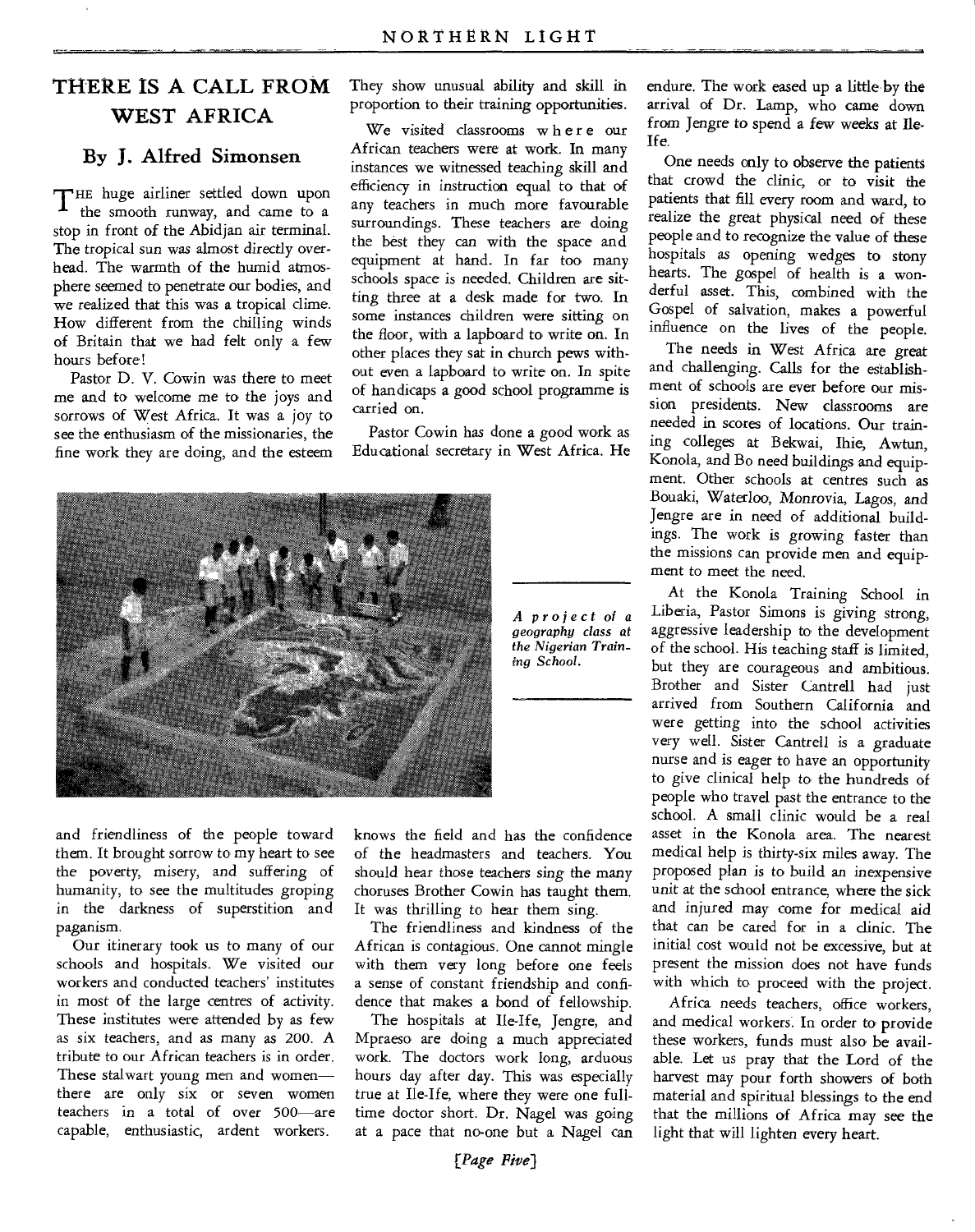# THERE IS A CALL FROM WEST AFRICA

## By J. Alfred Simonsen

THE huge airliner settled down upon the smooth runway, and came to a stop in front of the Abidjan air terminal. The tropical sun was almost directly overhead. The warmth of the humid atmosphere seemed to penetrate our bodies, and we realized that this was a tropical clime. How different from the chilling winds of Britain that we had felt only a few hours before!

Pastor D. V. Cowin was there to meet me and to welcome me to the joys and sorrows of West Africa. It was a joy to see the enthusiasm of the missionaries, the fine work they are doing, and the esteem and friendliness of the people toward them. It brought sorrow to my heart to see the poverty, misery, and suffering of humanity, to see the multitudes groping in the darkness of superstition and paganism.

Our itinerary took us to many of our schools and hospitals. We visited our workers and conducted teachers' institutes in most of the large centres of activity. These institutes were attended by as few as six teachers, and as many as 200. A tribute to our African teachers is in order. These stalwart young men and women—there are only six or seven women teachers in a total of over 500—are capable, enthusiastic, ardent workers. They show unusual ability and skill in proportion to their training opportunities.

We visited classrooms where our African teachers were at work. In many instances we witnessed teaching skill and efficiency in instruction equal to that of any teachers in much more favourable surroundings. These teachers are doing the best they can with the space and equipment at hand. In far too many schools space is needed. Children are sitting three at a desk made for two. In some instances children were sitting on the floor, with a lapboard to write on. In other places they sat in church pews without even a lapboard to write on. In spite of handicaps a good school programme is carried on.

Pastor Cowin has done a good work as Educational secretary in West Africa. He knows the field and has the confidence of the headmasters and teachers. You should hear those teachers sing the many choruses Brother Cowin has taught them. It was thrilling to hear them sing.

*A project of a geography class at the Nigerian Training School.*

The friendliness and kindness of the African is contagious. One cannot mingle with them very long before one feels a sense of constant friendship and confidence that makes a bond of fellowship.

The hospitals at Ile-Ife, Jengre, and Mpraeso are doing a much appreciated work. The doctors work long, arduous hours day after day. This was especially true at Ile-Ife, where they were one full-time doctor short. Dr. Nagel was going at a pace that no-one but a Nagel can endure. The work eased up a little by the arrival of Dr. Lamp, who came down from Jengre to spend a few weeks at Ile-Ife.

One needs only to observe the patients that crowd the clinic, or to visit the patients that fill every room and ward, to realize the great physical need of these people and to recognize the value of these hospitals as opening wedges to stony hearts. The gospel of health is a wonderful asset. This, combined with the Gospel of salvation, makes a powerful influence on the lives of the people.

The needs in West Africa are great and challenging. Calls for the establishment of schools are ever before our mission presidents. New classrooms are needed in scores of locations. Our training colleges at Bekwai, Ihie, Awtun, Konola, and Bo need buildings and equipment. Other schools at centres such as Bouaki, Waterloo, Monrovia, Lagos, and Jengre are in need of additional buildings. The work is growing faster than the missions can provide men and equipment to meet the need.

At the Konola Training School in Liberia, Pastor Simons is giving strong, aggressive leadership to the development of the school. His teaching staff is limited, but they are courageous and ambitious. Brother and Sister Cantrell had just arrived from Southern California and were getting into the school activities very well. Sister Cantrell is a graduate nurse and is eager to have an opportunity to give clinical help to the hundreds of people who travel past the entrance to the school. A small clinic would be a real asset in the Konola area. The nearest medical help is thirty-six miles away. The proposed plan is to build an inexpensive unit at the school entrance, where the sick and injured may come for medical aid that can be cared for in a clinic. The initial cost would not be excessive, but at present the mission does not have funds with which to proceed with the project.

Africa needs teachers, office workers, and medical workers. In order to provide these workers, funds must also be available. Let us pray that the Lord of the harvest may pour forth showers of both material and spiritual blessings to the end that the millions of Africa may see the light that will lighten every heart.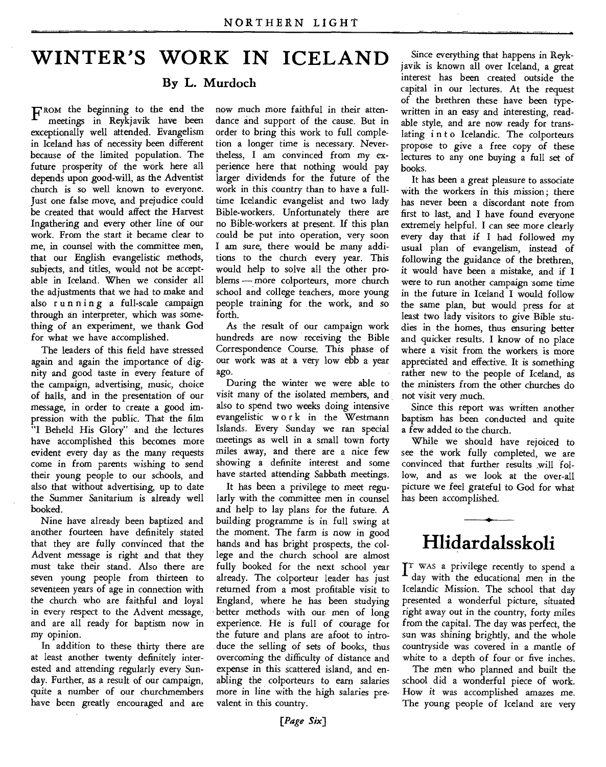# WINTER'S WORK IN ICELAND

## By L. Murdoch

From the beginning to the end the meetings in Reykjavik have been exceptionally well attended. Evangelism in Iceland has of necessity been different because of the limited population. The future prosperity of the work here all depends upon good-will, as the Adventist church is so well known to everyone. Just one false move, and prejudice could be created that would affect the Harvest Ingathering and every other line of our work. From the start it became clear to me, in counsel with the committee men, that our English evangelistic methods, subjects, and titles, would not be acceptable in Iceland. When we consider all the adjustments that we had to make and also running a full-scale campaign through an interpreter, which was something of an experiment, we thank God for what we have accomplished.

The leaders of this field have stressed again and again the importance of dignity and good taste in every feature of the campaign, advertising, music, choice of halls, and in the presentation of our message, in order to create a good impression with the public. That the film "I Beheld His Glory" and the lectures have accomplished this becomes more evident every day as the many requests come in from parents wishing to send their young people to our schools, and also that without advertising, up to date the Summer Sanitarium is already well booked.

Nine have already been baptized and another fourteen have definitely stated that they are fully convinced that the Advent message is right and that they must take their stand. Also there are seven young people from thirteen to seventeen years of age in connection with the church who are faithful and loyal in every respect to the Advent message, and are all ready for baptism now in my opinion.

In addition to these thirty there are at least another twenty definitely interested and attending regularly every Sunday. Further, as a result of our campaign, quite a number of our churchmembers have been greatly encouraged and are now much more faithful in their attendance and support of the cause. But in order to bring this work to full completion a longer time is necessary. Nevertheless, I am convinced from my experience here that nothing would pay larger dividends for the future of the work in this country than to have a full-time Icelandic evangelist and two lady Bible-workers. Unfortunately there are no Bible-workers at present. If this plan could be put into operation, very soon I am sure, there would be many additions to the church every year. This would help to solve all the other problems — more colporteurs, more church school and college teachers, more young people training for the work, and so forth.

As the result of our campaign work hundreds are now receiving the Bible Correspondence Course. This phase of our work was at a very low ebb a year ago.

During the winter we were able to visit many of the isolated members, and also to spend two weeks doing intensive evangelistic work in the Westmann Islands. Every Sunday we ran special meetings as well in a small town forty miles away, and there are a nice few showing a definite interest and some have started attending Sabbath meetings.

It has been a privilege to meet regularly with the committee men in counsel and help to lay plans for the future. A building programme is in full swing at the moment. The farm is now in good hands and has bright prospects, the college and the church school are almost fully booked for the next school year already. The colporteur leader has just returned from a most profitable visit to England, where he has been studying better methods with our men of long experience. He is full of courage for the future and plans are afoot to introduce the selling of sets of books, thus overcoming the difficulty of distance and expense in this scattered island, and enabling the colporteurs to earn salaries more in line with the high salaries prevalent in this country.

Since everything that happens in Reykjavik is known all over Iceland, a great interest has been created outside the capital in our lectures. At the request of the brethren these have been typewritten in an easy and interesting, readable style, and are now ready for translating into Icelandic. The colporteurs propose to give a free copy of these lectures to any one buying a full set of books.

It has been a great pleasure to associate with the workers in this mission; there has never been a discordant note from first to last, and I have found everyone extremely helpful. I can see more clearly every day that if I had followed my usual plan of evangelism, instead of following the guidance of the brethren, it would have been a mistake, and if I were to run another campaign some time in the future in Iceland I would follow the same plan, but would press for at least two lady visitors to give Bible studies in the homes, thus ensuring better and quicker results. I know of no place where a visit from the workers is more appreciated and effective. It is something rather new to the people of Iceland, as the ministers from the other churches do not visit very much.

Since this report was written another baptism has been conducted and quite a few added to the church.

While we should have rejoiced to see the work fully completed, we are convinced that further results will follow, and as we look at the over-all picture we feel grateful to God for what has been accomplished.

# Hlidardalsskoli

It was a privilege recently to spend a day with the educational men in the Icelandic Mission. The school that day presented a wonderful picture, situated right away out in the country, forty miles from the capital. The day was perfect, the sun was shining brightly, and the whole countryside was covered in a mantle of white to a depth of four or five inches.

The men who planned and built the school did a wonderful piece of work. How it was accomplished amazes me. The young people of Iceland are very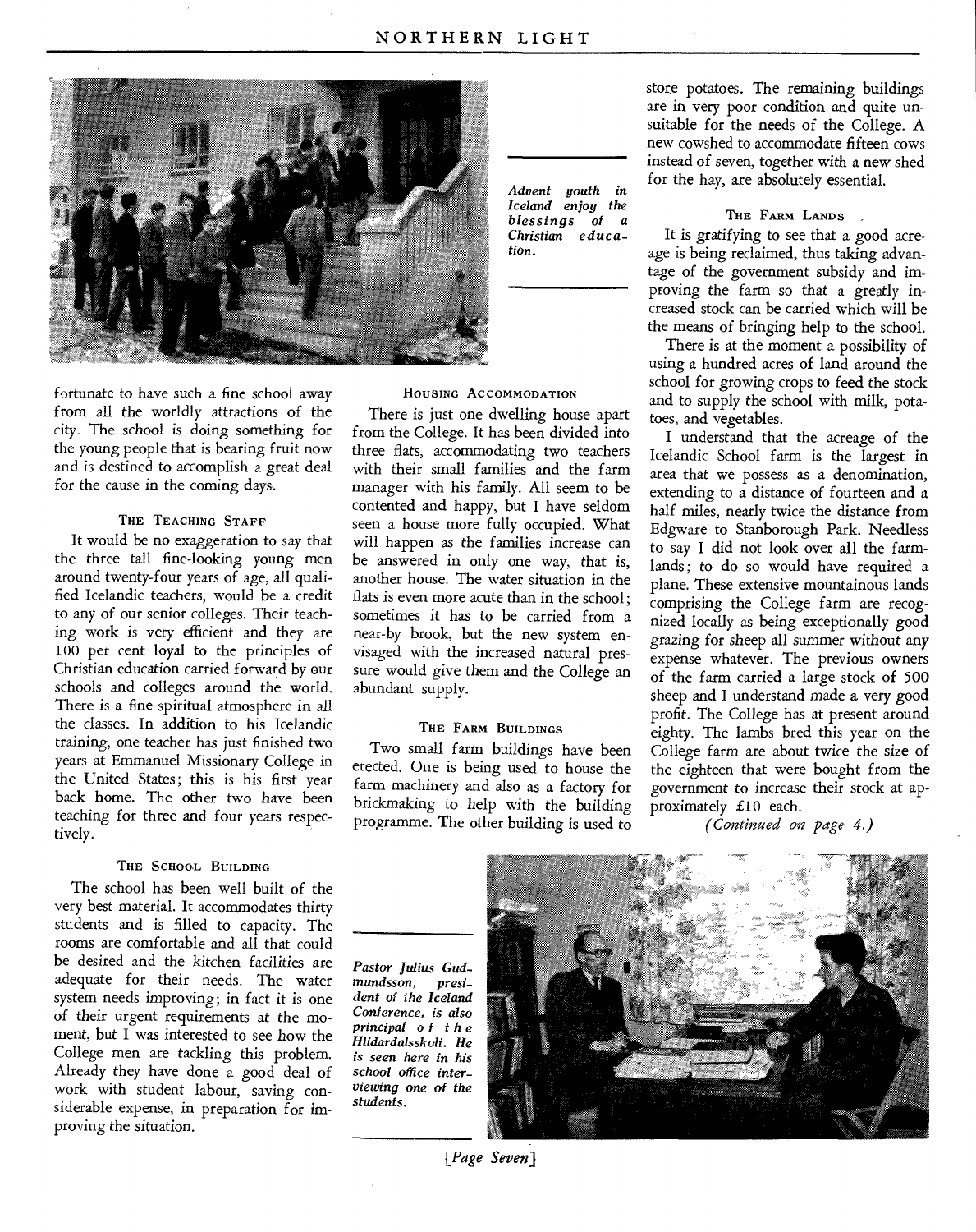*Advent youth in Iceland enjoy the blessings of a Christian education.*

fortunate to have such a fine school away from all the worldly attractions of the city. The school is doing something for the young people that is bearing fruit now and is destined to accomplish a great deal for the cause in the coming days.

### The Teaching Staff

It would be no exaggeration to say that the three tall fine-looking young men around twenty-four years of age, all qualified Icelandic teachers, would be a credit to any of our senior colleges. Their teaching work is very efficient and they are 100 per cent loyal to the principles of Christian education carried forward by our schools and colleges around the world. There is a fine spiritual atmosphere in all the classes. In addition to his Icelandic training, one teacher has just finished two years at Emmanuel Missionary College in the United States; this is his first year back home. The other two have been teaching for three and four years respectively.

### The School Building

The school has been well built of the very best material. It accommodates thirty students and is filled to capacity. The rooms are comfortable and all that could be desired and the kitchen facilities are adequate for their needs. The water system needs improving; in fact it is one of their urgent requirements at the moment, but I was interested to see how the College men are tackling this problem. Already they have done a good deal of work with student labour, saving considerable expense, in preparation for improving the situation.

### Housing Accommodation

There is just one dwelling house apart from the College. It has been divided into three flats, accommodating two teachers with their small families and the farm manager with his family. All seem to be contented and happy, but I have seldom seen a house more fully occupied. What will happen as the families increase can be answered in only one way, that is, another house. The water situation in the flats is even more acute than in the school; sometimes it has to be carried from a near-by brook, but the new system envisaged with the increased natural pressure would give them and the College an abundant supply.

### The Farm Buildings

Two small farm buildings have been erected. One is being used to house the farm machinery and also as a factory for brickmaking to help with the building programme. The other building is used to store potatoes. The remaining buildings are in very poor condition and quite unsuitable for the needs of the College. A new cowshed to accommodate fifteen cows instead of seven, together with a new shed for the hay, are absolutely essential.

### The Farm Lands

It is gratifying to see that a good acreage is being reclaimed, thus taking advantage of the government subsidy and improving the farm so that a greatly increased stock can be carried which will be the means of bringing help to the school.

There is at the moment a possibility of using a hundred acres of land around the school for growing crops to feed the stock and to supply the school with milk, potatoes, and vegetables.

I understand that the acreage of the Icelandic School farm is the largest in area that we possess as a denomination, extending to a distance of fourteen and a half miles, nearly twice the distance from Edgware to Stanborough Park. Needless to say I did not look over all the farmlands; to do so would have required a plane. These extensive mountainous lands comprising the College farm are recognized locally as being exceptionally good grazing for sheep all summer without any expense whatever. The previous owners of the farm carried a large stock of 500 sheep and I understand made a very good profit. The College has at present around eighty. The lambs bred this year on the College farm are about twice the size of the eighteen that were bought from the government to increase their stock at approximately £10 each.

*(Continued on page 4.)*

*Pastor Julius Gudmundsson, president of the Iceland Conference, is also principal of the Hlidardalsskoli. He is seen here in his school office interviewing one of the students.*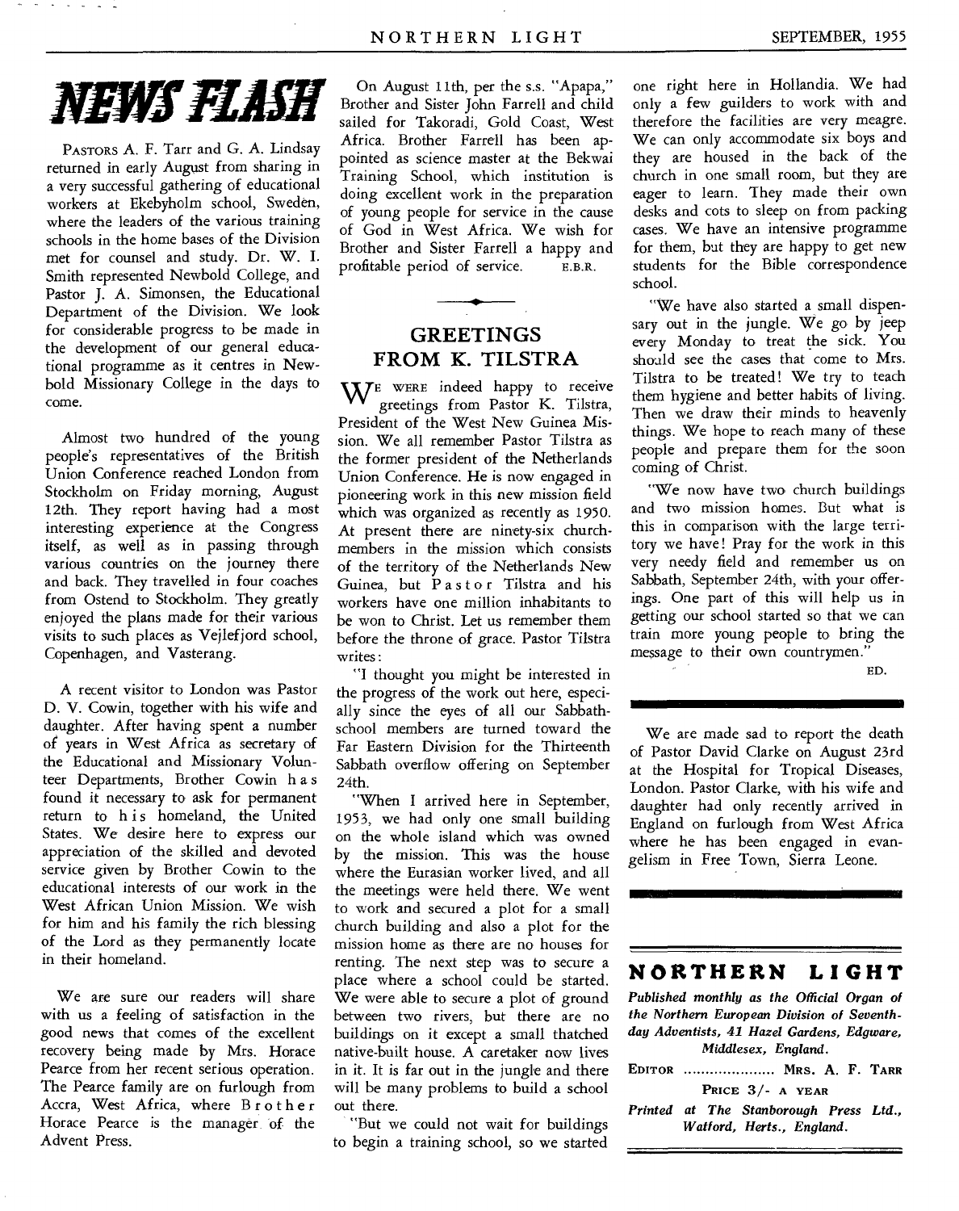# NEWS FLASH

PASTORS A. F. Tarr and G. A. Lindsay returned in early August from sharing in a very successful gathering of educational workers at Ekebyholm school, Sweden, where the leaders of the various training schools in the home bases of the Division met for counsel and study. Dr. W. I. Smith represented Newbold College, and Pastor J. A. Simonsen, the Educational Department of the Division. We look for considerable progress to be made in the development of our general educational programme as it centres in Newbold Missionary College in the days to come.

Almost two hundred of the young people's representatives of the British Union Conference reached London from Stockholm on Friday morning, August 12th. They report having had a most interesting experience at the Congress itself, as well as in passing through various countries on the journey there and back. They travelled in four coaches from Ostend to Stockholm. They greatly enjoyed the plans made for their various visits to such places as Vejlefjord school, Copenhagen, and Vasterang.

A recent visitor to London was Pastor D. V. Cowin, together with his wife and daughter. After having spent a number of years in West Africa as secretary of the Educational and Missionary Volunteer Departments, Brother Cowin has found it necessary to ask for permanent return to his homeland, the United States. We desire here to express our appreciation of the skilled and devoted service given by Brother Cowin to the educational interests of our work in the West African Union Mission. We wish for him and his family the rich blessing of the Lord as they permanently locate in their homeland.

We are sure our readers will share with us a feeling of satisfaction in the good news that comes of the excellent recovery being made by Mrs. Horace Pearce from her recent serious operation. The Pearce family are on furlough from Accra, West Africa, where Brother Horace Pearce is the manager of the Advent Press.

On August 11th, per the s.s. "Apapa," Brother and Sister John Farrell and child sailed for Takoradi, Gold Coast, West Africa. Brother Farrell has been appointed as science master at the Bekwai Training School, which institution is doing excellent work in the preparation of young people for service in the cause of God in West Africa. We wish for Brother and Sister Farrell a happy and profitable period of service. E.B.R.

## GREETINGS FROM K. TILSTRA

WE WERE indeed happy to receive greetings from Pastor K. Tilstra, President of the West New Guinea Mission. We all remember Pastor Tilstra as the former president of the Netherlands Union Conference. He is now engaged in pioneering work in this new mission field which was organized as recently as 1950. At present there are ninety-six church-members in the mission which consists of the territory of the Netherlands New Guinea, but Pastor Tilstra and his workers have one million inhabitants to be won to Christ. Let us remember them before the throne of grace. Pastor Tilstra writes:

"I thought you might be interested in the progress of the work out here, especially since the eyes of all our Sabbath-school members are turned toward the Far Eastern Division for the Thirteenth Sabbath overflow offering on September 24th.

"When I arrived here in September, 1953, we had only one small building on the whole island which was owned by the mission. This was the house where the Eurasian worker lived, and all the meetings were held there. We went to work and secured a plot for a small church building and also a plot for the mission home as there are no houses for renting. The next step was to secure a place where a school could be started. We were able to secure a plot of ground between two rivers, but there are no buildings on it except a small thatched native-built house. A caretaker now lives in it. It is far out in the jungle and there will be many problems to build a school out there.

"But we could not wait for buildings to begin a training school, so we started one right here in Hollandia. We had only a few guilders to work with and therefore the facilities are very meagre. We can only accommodate six boys and they are housed in the back of the church in one small room, but they are eager to learn. They made their own desks and cots to sleep on from packing cases. We have an intensive programme for them, but they are happy to get new students for the Bible correspondence school.

"We have also started a small dispensary out in the jungle. We go by jeep every Monday to treat the sick. You should see the cases that come to Mrs. Tilstra to be treated! We try to teach them hygiene and better habits of living. Then we draw their minds to heavenly things. We hope to reach many of these people and prepare them for the soon coming of Christ.

"We now have two church buildings and two mission homes. But what is this in comparison with the large territory we have! Pray for the work in this very needy field and remember us on Sabbath, September 24th, with your offerings. One part of this will help us in getting our school started so that we can train more young people to bring the message to their own countrymen."

ED.

---

We are made sad to report the death of Pastor David Clarke on August 23rd at the Hospital for Tropical Diseases, London. Pastor Clarke, with his wife and daughter had only recently arrived in England on furlough from West Africa where he has been engaged in evangelism in Free Town, Sierra Leone.

---

## NORTHERN LIGHT

*Published monthly as the Official Organ of the Northern European Division of Seventh-day Adventists, 41 Hazel Gardens, Edgware, Middlesex, England.*

EDITOR ..................... MRS. A. F. TARR

PRICE 3/- A YEAR

*Printed at The Stanborough Press Ltd., Watford, Herts., England.*